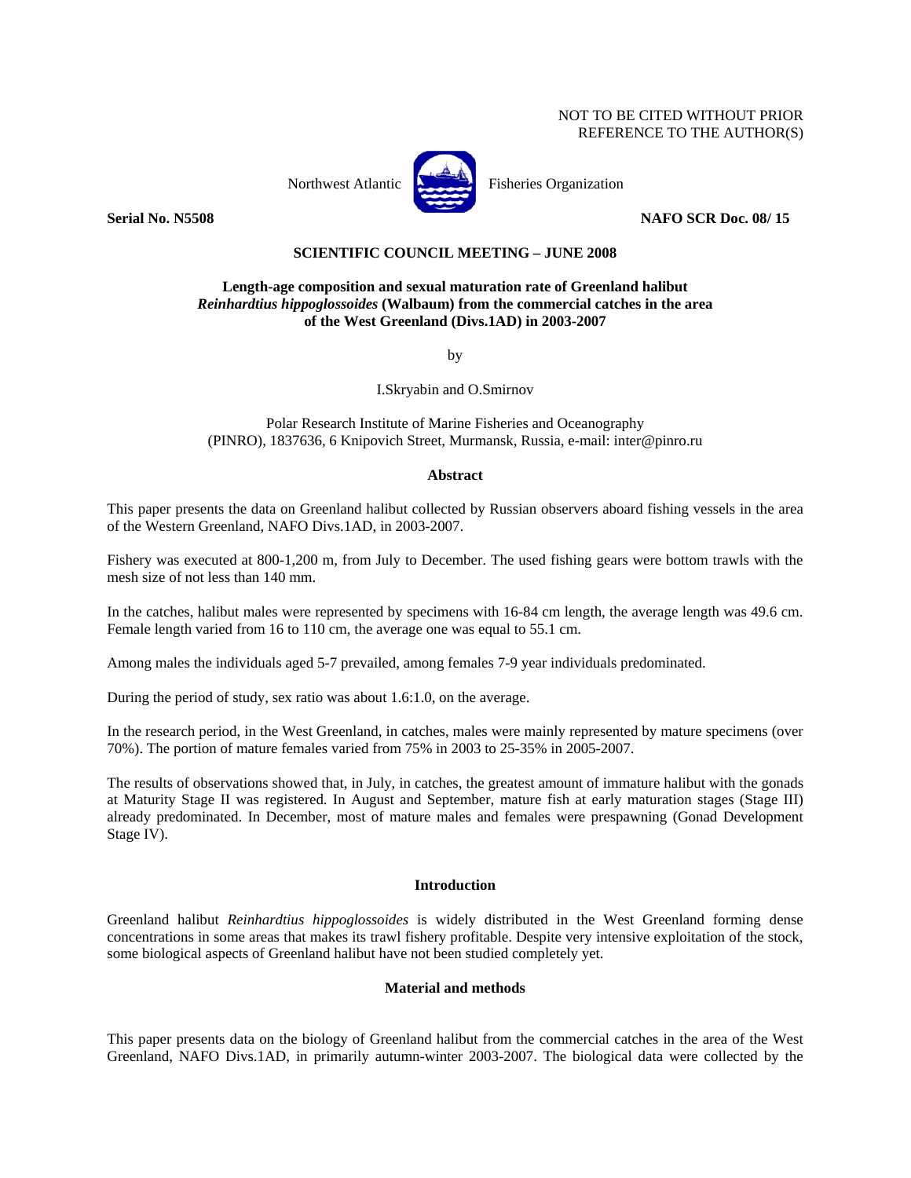NOT TO BE CITED WITHOUT PRIOR
REFERENCE TO THE AUTHOR(S)

Northwest Atlantic Fisheries Organization

**Serial No. N5508** **NAFO SCR Doc. 08/ 15**

**SCIENTIFIC COUNCIL MEETING – JUNE 2008**

# Length-age composition and sexual maturation rate of Greenland halibut *Reinhardtius hippoglossoides* (Walbaum) from the commercial catches in the area of the West Greenland (Divs.1AD) in 2003-2007

by

I.Skryabin and O.Smirnov

Polar Research Institute of Marine Fisheries and Oceanography
(PINRO), 1837636, 6 Knipovich Street, Murmansk, Russia, e-mail: inter@pinro.ru

## Abstract

This paper presents the data on Greenland halibut collected by Russian observers aboard fishing vessels in the area of the Western Greenland, NAFO Divs.1AD, in 2003-2007.

Fishery was executed at 800-1,200 m, from July to December. The used fishing gears were bottom trawls with the mesh size of not less than 140 mm.

In the catches, halibut males were represented by specimens with 16-84 cm length, the average length was 49.6 cm. Female length varied from 16 to 110 cm, the average one was equal to 55.1 cm.

Among males the individuals aged 5-7 prevailed, among females 7-9 year individuals predominated.

During the period of study, sex ratio was about 1.6:1.0, on the average.

In the research period, in the West Greenland, in catches, males were mainly represented by mature specimens (over 70%). The portion of mature females varied from 75% in 2003 to 25-35% in 2005-2007.

The results of observations showed that, in July, in catches, the greatest amount of immature halibut with the gonads at Maturity Stage II was registered. In August and September, mature fish at early maturation stages (Stage III) already predominated. In December, most of mature males and females were prespawning (Gonad Development Stage IV).

## Introduction

Greenland halibut *Reinhardtius hippoglossoides* is widely distributed in the West Greenland forming dense concentrations in some areas that makes its trawl fishery profitable. Despite very intensive exploitation of the stock, some biological aspects of Greenland halibut have not been studied completely yet.

## Material and methods

This paper presents data on the biology of Greenland halibut from the commercial catches in the area of the West Greenland, NAFO Divs.1AD, in primarily autumn-winter 2003-2007. The biological data were collected by the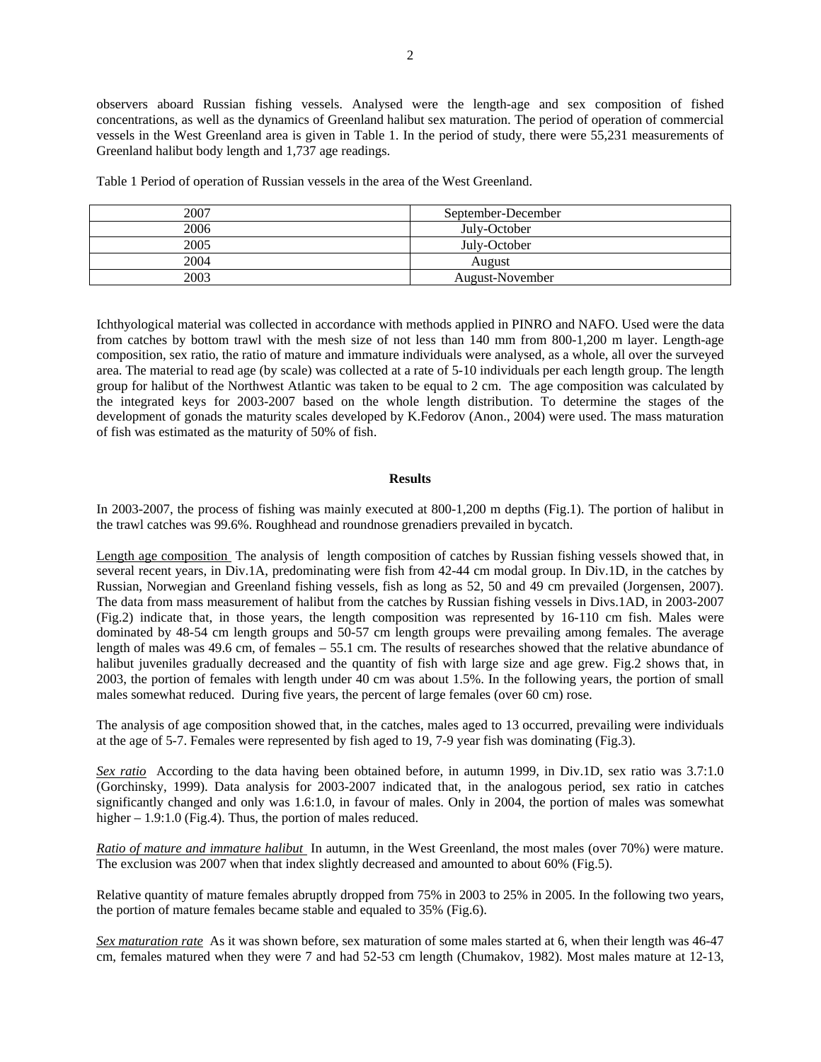observers aboard Russian fishing vessels. Analysed were the length-age and sex composition of fished concentrations, as well as the dynamics of Greenland halibut sex maturation. The period of operation of commercial vessels in the West Greenland area is given in Table 1. In the period of study, there were 55,231 measurements of Greenland halibut body length and 1,737 age readings.

Table 1 Period of operation of Russian vessels in the area of the West Greenland.

| | |
|---|---|
| 2007 | September-December |
| 2006 | July-October |
| 2005 | July-October |
| 2004 | August |
| 2003 | August-November |

Ichthyological material was collected in accordance with methods applied in PINRO and NAFO. Used were the data from catches by bottom trawl with the mesh size of not less than 140 mm from 800-1,200 m layer. Length-age composition, sex ratio, the ratio of mature and immature individuals were analysed, as a whole, all over the surveyed area. The material to read age (by scale) was collected at a rate of 5-10 individuals per each length group. The length group for halibut of the Northwest Atlantic was taken to be equal to 2 cm. The age composition was calculated by the integrated keys for 2003-2007 based on the whole length distribution. To determine the stages of the development of gonads the maturity scales developed by K.Fedorov (Anon., 2004) were used. The mass maturation of fish was estimated as the maturity of 50% of fish.

## Results

In 2003-2007, the process of fishing was mainly executed at 800-1,200 m depths (Fig.1). The portion of halibut in the trawl catches was 99.6%. Roughhead and roundnose grenadiers prevailed in bycatch.

<u>Length age composition</u> The analysis of length composition of catches by Russian fishing vessels showed that, in several recent years, in Div.1A, predominating were fish from 42-44 cm modal group. In Div.1D, in the catches by Russian, Norwegian and Greenland fishing vessels, fish as long as 52, 50 and 49 cm prevailed (Jorgensen, 2007). The data from mass measurement of halibut from the catches by Russian fishing vessels in Divs.1AD, in 2003-2007 (Fig.2) indicate that, in those years, the length composition was represented by 16-110 cm fish. Males were dominated by 48-54 cm length groups and 50-57 cm length groups were prevailing among females. The average length of males was 49.6 cm, of females – 55.1 cm. The results of researches showed that the relative abundance of halibut juveniles gradually decreased and the quantity of fish with large size and age grew. Fig.2 shows that, in 2003, the portion of females with length under 40 cm was about 1.5%. In the following years, the portion of small males somewhat reduced. During five years, the percent of large females (over 60 cm) rose.

The analysis of age composition showed that, in the catches, males aged to 13 occurred, prevailing were individuals at the age of 5-7. Females were represented by fish aged to 19, 7-9 year fish was dominating (Fig.3).

*<u>Sex ratio</u>* According to the data having been obtained before, in autumn 1999, in Div.1D, sex ratio was 3.7:1.0 (Gorchinsky, 1999). Data analysis for 2003-2007 indicated that, in the analogous period, sex ratio in catches significantly changed and only was 1.6:1.0, in favour of males. Only in 2004, the portion of males was somewhat higher – 1.9:1.0 (Fig.4). Thus, the portion of males reduced.

*<u>Ratio of mature and immature halibut</u>* In autumn, in the West Greenland, the most males (over 70%) were mature. The exclusion was 2007 when that index slightly decreased and amounted to about 60% (Fig.5).

Relative quantity of mature females abruptly dropped from 75% in 2003 to 25% in 2005. In the following two years, the portion of mature females became stable and equaled to 35% (Fig.6).

*<u>Sex maturation rate</u>* As it was shown before, sex maturation of some males started at 6, when their length was 46-47 cm, females matured when they were 7 and had 52-53 cm length (Chumakov, 1982). Most males mature at 12-13,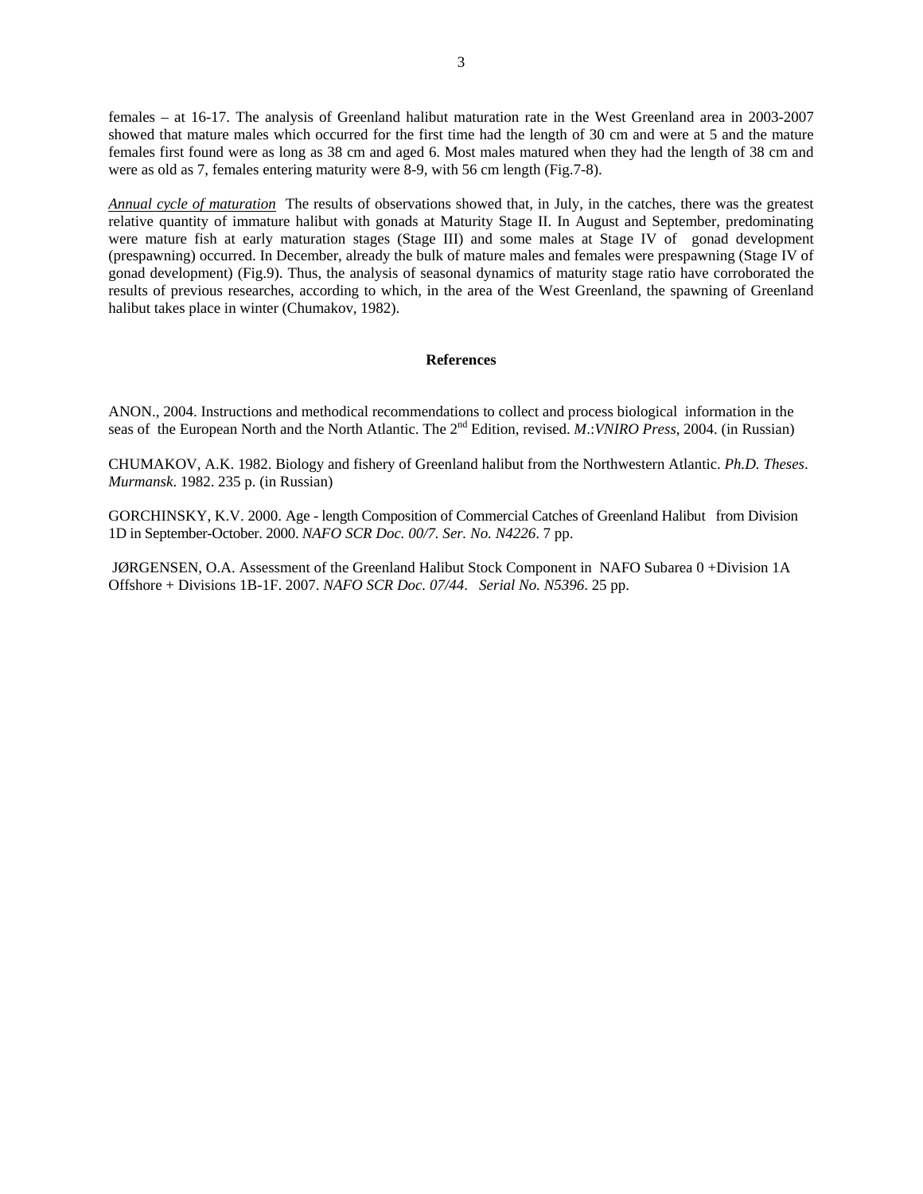females – at 16-17. The analysis of Greenland halibut maturation rate in the West Greenland area in 2003-2007 showed that mature males which occurred for the first time had the length of 30 cm and were at 5 and the mature females first found were as long as 38 cm and aged 6. Most males matured when they had the length of 38 cm and were as old as 7, females entering maturity were 8-9, with 56 cm length (Fig.7-8).

*Annual cycle of maturation* The results of observations showed that, in July, in the catches, there was the greatest relative quantity of immature halibut with gonads at Maturity Stage II. In August and September, predominating were mature fish at early maturation stages (Stage III) and some males at Stage IV of gonad development (prespawning) occurred. In December, already the bulk of mature males and females were prespawning (Stage IV of gonad development) (Fig.9). Thus, the analysis of seasonal dynamics of maturity stage ratio have corroborated the results of previous researches, according to which, in the area of the West Greenland, the spawning of Greenland halibut takes place in winter (Chumakov, 1982).

## References

ANON., 2004. Instructions and methodical recommendations to collect and process biological information in the seas of the European North and the North Atlantic. The 2nd Edition, revised. *M.:VNIRO Press*, 2004. (in Russian)

CHUMAKOV, A.K. 1982. Biology and fishery of Greenland halibut from the Northwestern Atlantic. *Ph.D. Theses*. *Murmansk*. 1982. 235 p. (in Russian)

GORCHINSKY, K.V. 2000. Age - length Composition of Commercial Catches of Greenland Halibut from Division 1D in September-October. 2000. *NAFO SCR Doc. 00/7. Ser. No. N4226*. 7 pp.

JØRGENSEN, O.A. Assessment of the Greenland Halibut Stock Component in NAFO Subarea 0 +Division 1A Offshore + Divisions 1B-1F. 2007. *NAFO SCR Doc. 07/44*. *Serial No. N5396*. 25 pp.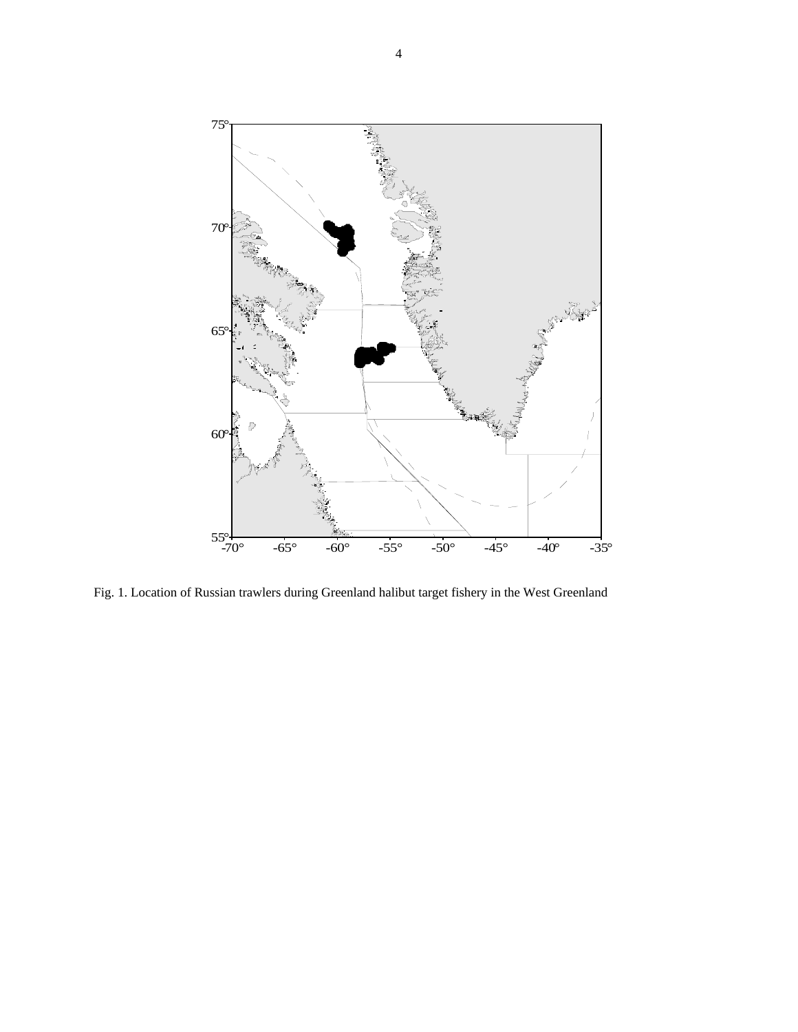Fig. 1. Location of Russian trawlers during Greenland halibut target fishery in the West Greenland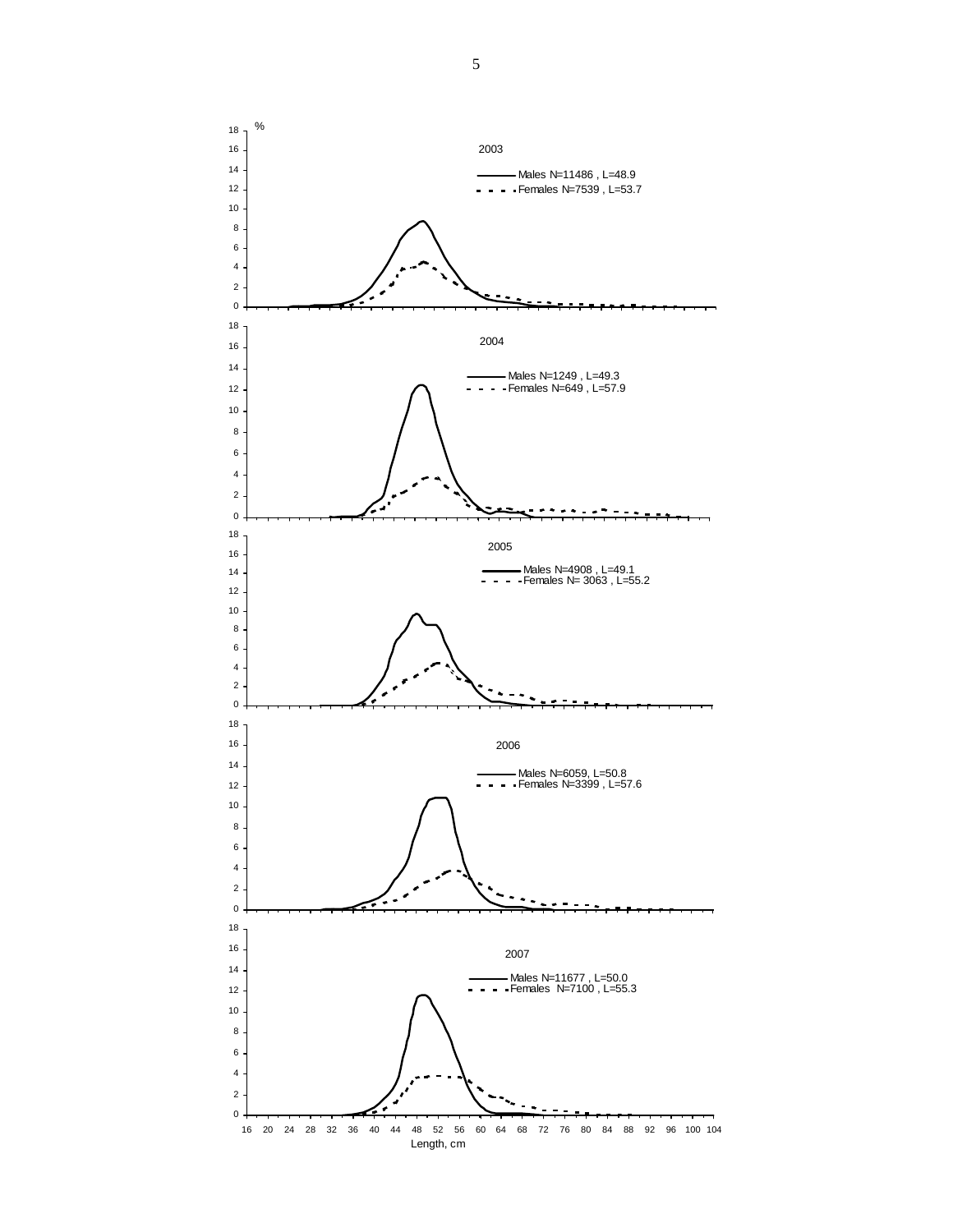%

2003

Males N=11486 , L=48.9
Females N=7539 , L=53.7

2004

Males N=1249 , L=49.3
Females N=649 , L=57.9

2005

Males N=4908 , L=49.1
Females N= 3063 , L=55.2

2006

Males N=6059, L=50.8
Females N=3399 , L=57.6

2007

Males N=11677 , L=50.0
Females N=7100 , L=55.3

Length, cm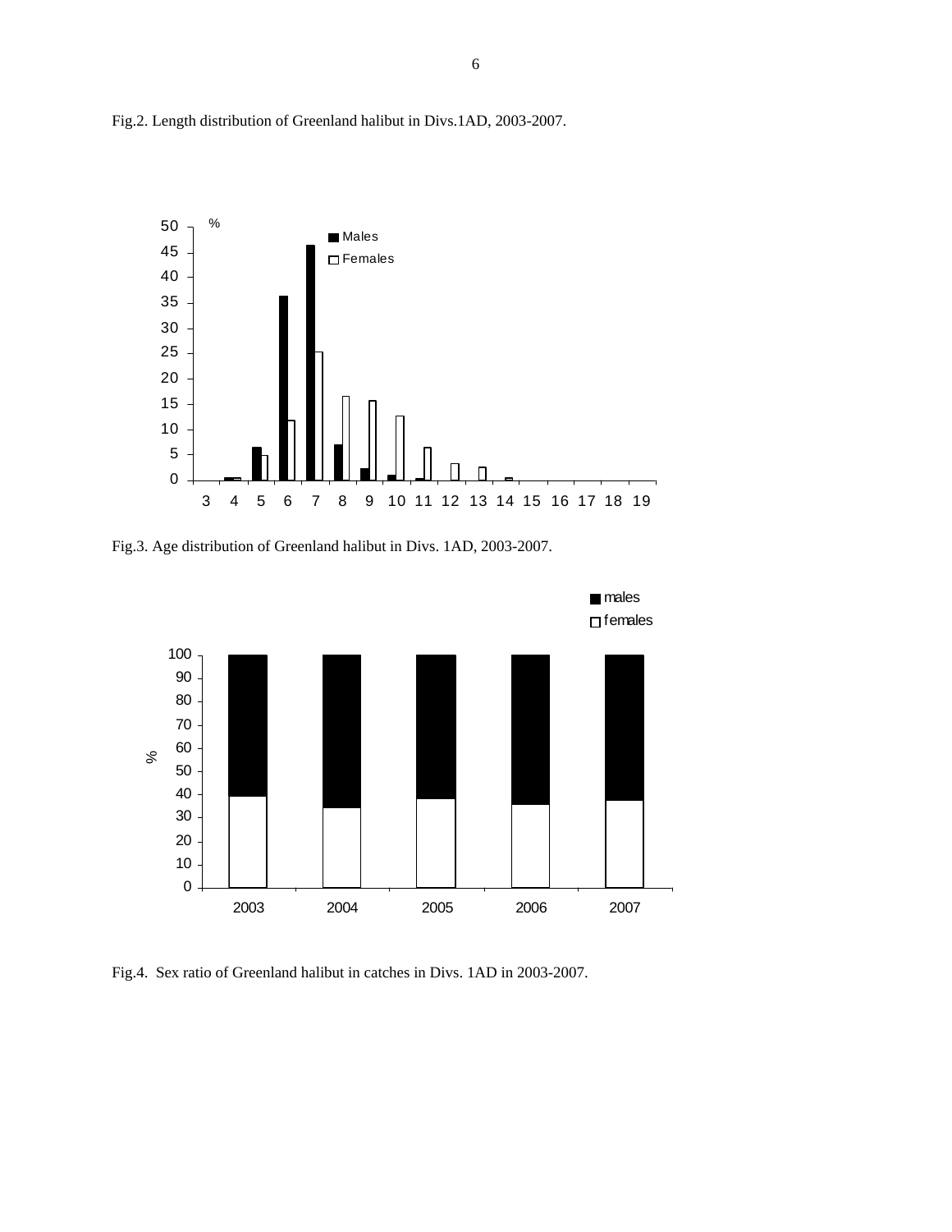Fig.2. Length distribution of Greenland halibut in Divs.1AD, 2003-2007.

Fig.3. Age distribution of Greenland halibut in Divs. 1AD, 2003-2007.

Fig.4. Sex ratio of Greenland halibut in catches in Divs. 1AD in 2003-2007.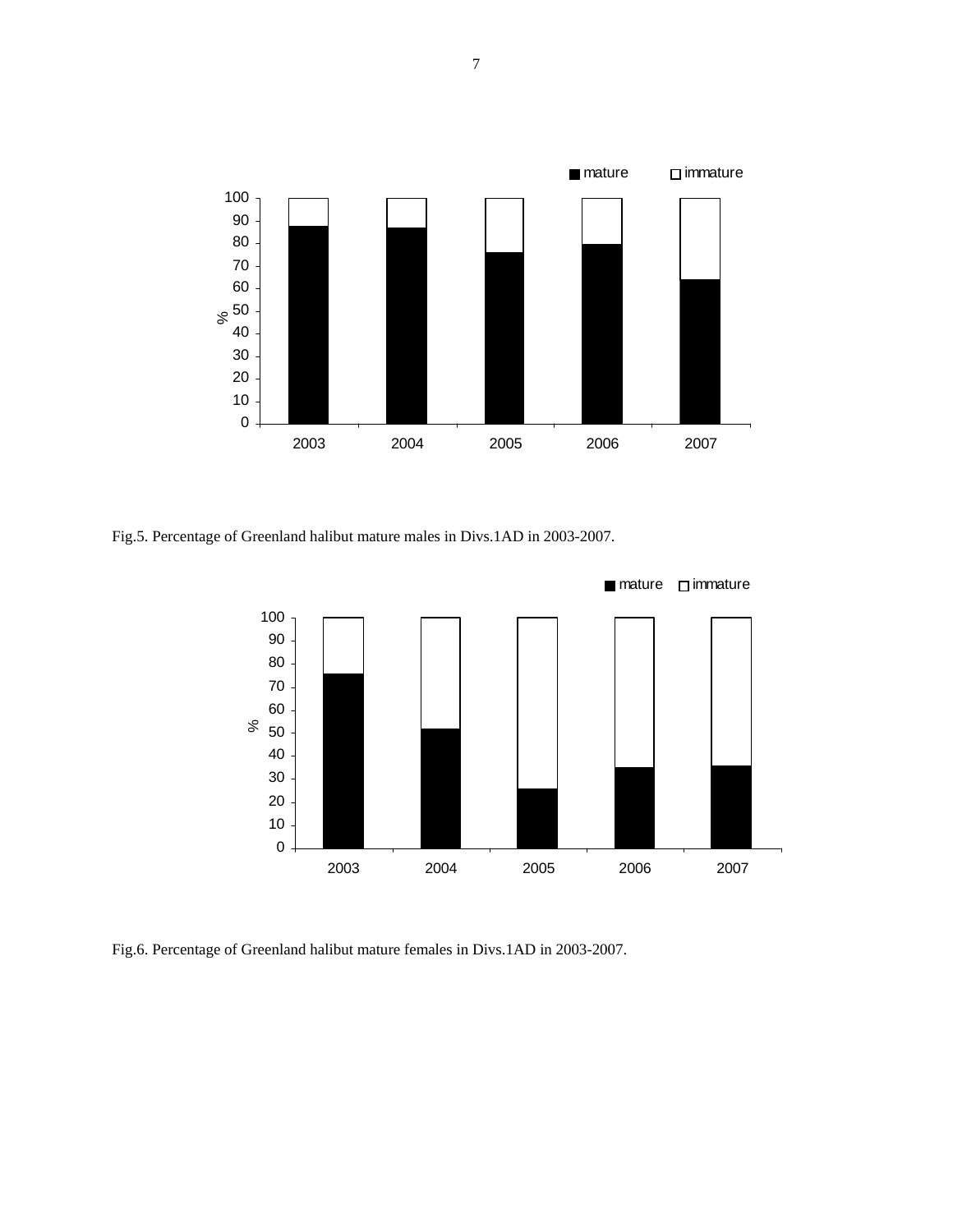Fig.5. Percentage of Greenland halibut mature males in Divs.1AD in 2003-2007.

Fig.6. Percentage of Greenland halibut mature females in Divs.1AD in 2003-2007.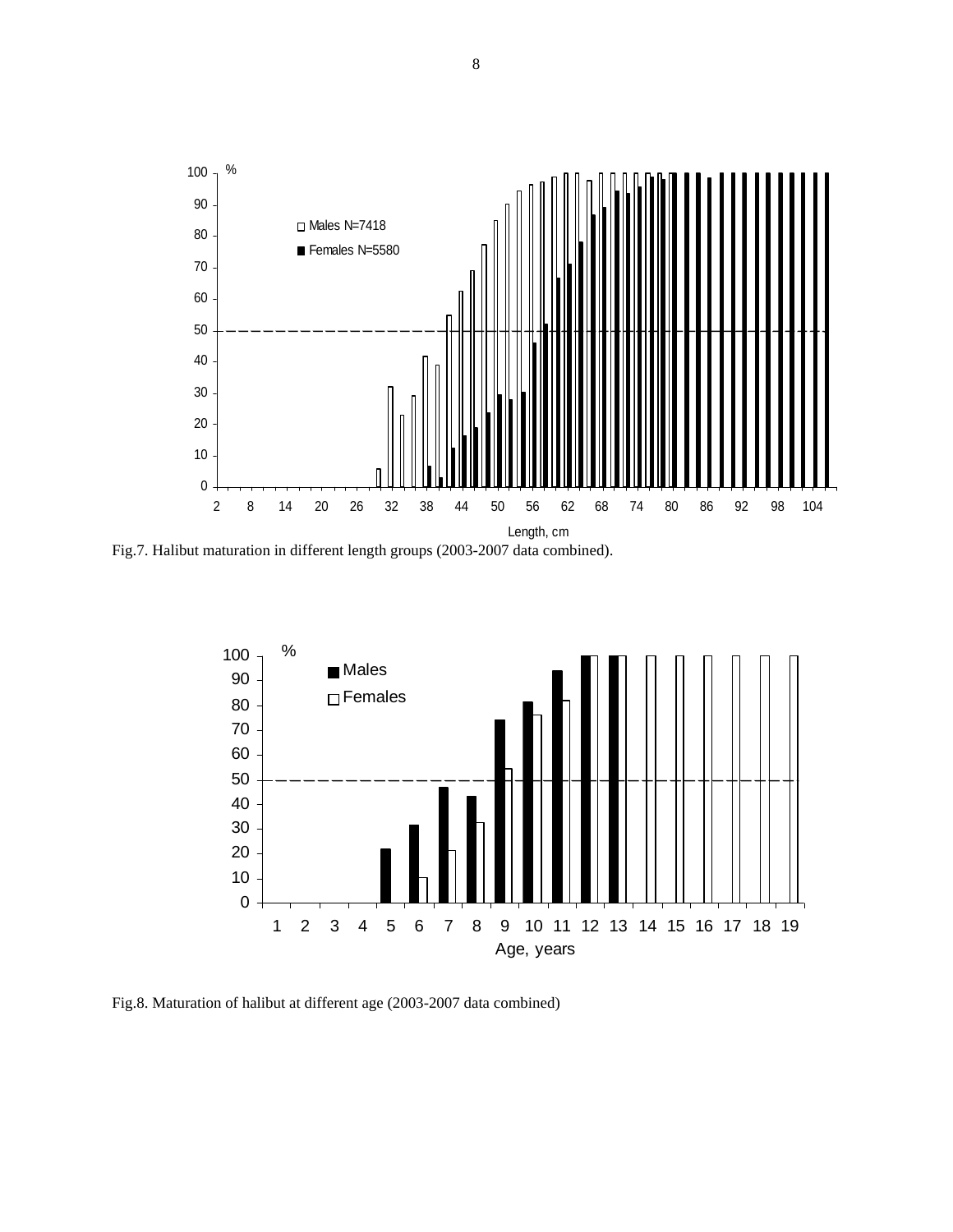Fig.7. Halibut maturation in different length groups (2003-2007 data combined).

Fig.8. Maturation of halibut at different age (2003-2007 data combined)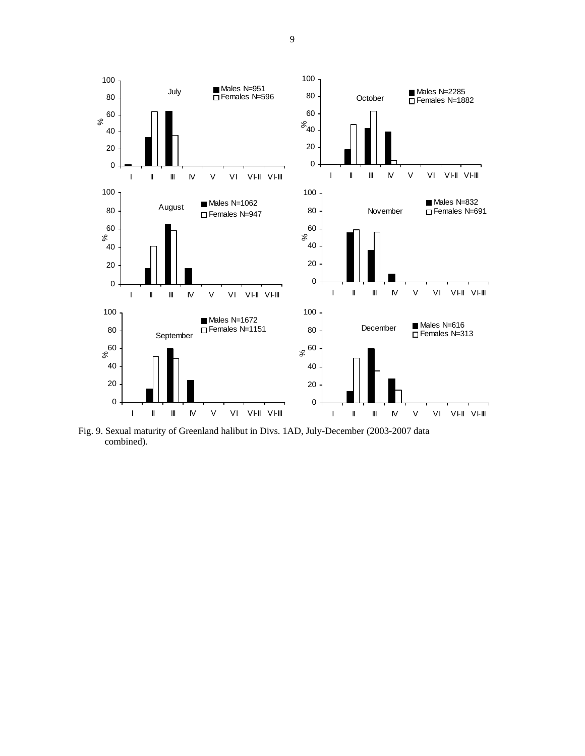July

Males N=951

Females N=596

100

80

60

40

20

0

%

I II III IV V VI VI-II VI-III

October

Males N=2285

Females N=1882

100

80

60

40

20

0

%

I II III IV V VI VI-II VI-III

August

Males N=1062

Females N=947

100

80

60

40

20

0

%

I II III IV V VI VI-II VI-III

November

Males N=832

Females N=691

100

80

60

40

20

0

%

I II III IV V VI VI-II VI-III

September

Males N=1672

Females N=1151

100

80

60

40

20

0

%

I II III IV V VI VI-II VI-III

December

Males N=616

Females N=313

100

80

60

40

20

0

%

I II III IV V VI VI-II VI-III

Fig. 9. Sexual maturity of Greenland halibut in Divs. 1AD, July-December (2003-2007 data combined).